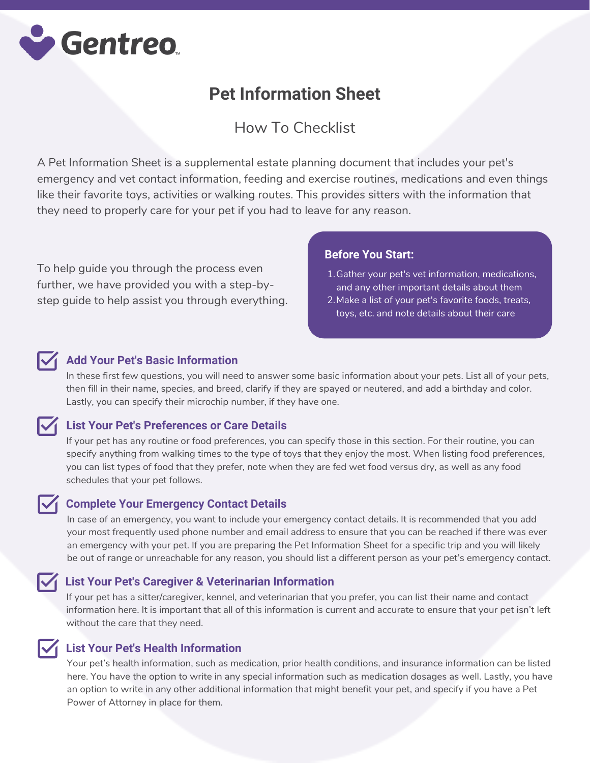Gentreo™

# Pet Information Sheet

## How To Checklist

A Pet Information Sheet is a supplemental estate planning document that includes your pet's emergency and vet contact information, feeding and exercise routines, medications and even things like their favorite toys, activities or walking routes. This provides sitters with the information that they need to properly care for your pet if you had to leave for any reason.

To help guide you through the process even further, we have provided you with a step-by-step guide to help assist you through everything.

**Before You Start:**

1. Gather your pet's vet information, medications, and any other important details about them
2. Make a list of your pet's favorite foods, treats, toys, etc. and note details about their care

### Add Your Pet's Basic Information

In these first few questions, you will need to answer some basic information about your pets. List all of your pets, then fill in their name, species, and breed, clarify if they are spayed or neutered, and add a birthday and color. Lastly, you can specify their microchip number, if they have one.

### List Your Pet's Preferences or Care Details

If your pet has any routine or food preferences, you can specify those in this section. For their routine, you can specify anything from walking times to the type of toys that they enjoy the most. When listing food preferences, you can list types of food that they prefer, note when they are fed wet food versus dry, as well as any food schedules that your pet follows.

### Complete Your Emergency Contact Details

In case of an emergency, you want to include your emergency contact details. It is recommended that you add your most frequently used phone number and email address to ensure that you can be reached if there was ever an emergency with your pet. If you are preparing the Pet Information Sheet for a specific trip and you will likely be out of range or unreachable for any reason, you should list a different person as your pet's emergency contact.

### List Your Pet's Caregiver & Veterinarian Information

If your pet has a sitter/caregiver, kennel, and veterinarian that you prefer, you can list their name and contact information here. It is important that all of this information is current and accurate to ensure that your pet isn't left without the care that they need.

### List Your Pet's Health Information

Your pet's health information, such as medication, prior health conditions, and insurance information can be listed here. You have the option to write in any special information such as medication dosages as well. Lastly, you have an option to write in any other additional information that might benefit your pet, and specify if you have a Pet Power of Attorney in place for them.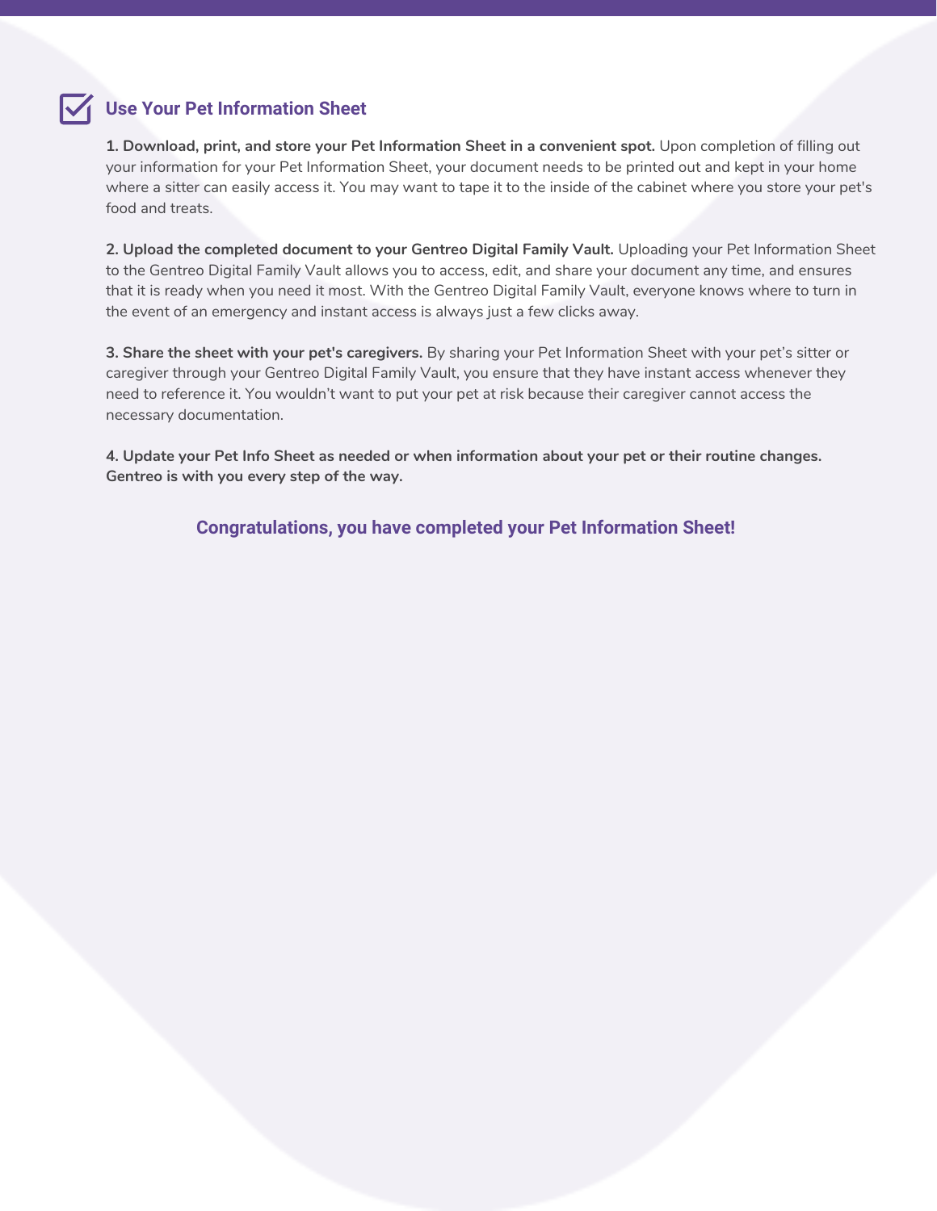## Use Your Pet Information Sheet

**1. Download, print, and store your Pet Information Sheet in a convenient spot.** Upon completion of filling out your information for your Pet Information Sheet, your document needs to be printed out and kept in your home where a sitter can easily access it. You may want to tape it to the inside of the cabinet where you store your pet's food and treats.

**2. Upload the completed document to your Gentreo Digital Family Vault.** Uploading your Pet Information Sheet to the Gentreo Digital Family Vault allows you to access, edit, and share your document any time, and ensures that it is ready when you need it most. With the Gentreo Digital Family Vault, everyone knows where to turn in the event of an emergency and instant access is always just a few clicks away.

**3. Share the sheet with your pet's caregivers.** By sharing your Pet Information Sheet with your pet's sitter or caregiver through your Gentreo Digital Family Vault, you ensure that they have instant access whenever they need to reference it. You wouldn't want to put your pet at risk because their caregiver cannot access the necessary documentation.

**4. Update your Pet Info Sheet as needed or when information about your pet or their routine changes. Gentreo is with you every step of the way.**

**Congratulations, you have completed your Pet Information Sheet!**